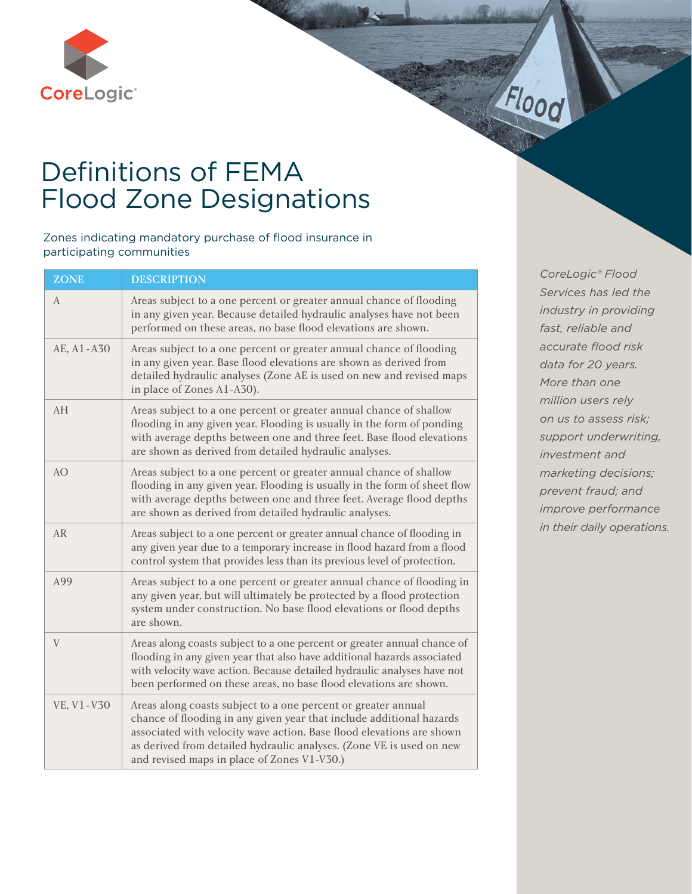CoreLogic®

# Definitions of FEMA Flood Zone Designations

Zones indicating mandatory purchase of flood insurance in participating communities

| ZONE | DESCRIPTION |
|---|---|
| A | Areas subject to a one percent or greater annual chance of flooding in any given year. Because detailed hydraulic analyses have not been performed on these areas, no base flood elevations are shown. |
| AE, A1-A30 | Areas subject to a one percent or greater annual chance of flooding in any given year. Base flood elevations are shown as derived from detailed hydraulic analyses (Zone AE is used on new and revised maps in place of Zones A1-A30). |
| AH | Areas subject to a one percent or greater annual chance of shallow flooding in any given year. Flooding is usually in the form of ponding with average depths between one and three feet. Base flood elevations are shown as derived from detailed hydraulic analyses. |
| AO | Areas subject to a one percent or greater annual chance of shallow flooding in any given year. Flooding is usually in the form of sheet flow with average depths between one and three feet. Average flood depths are shown as derived from detailed hydraulic analyses. |
| AR | Areas subject to a one percent or greater annual chance of flooding in any given year due to a temporary increase in flood hazard from a flood control system that provides less than its previous level of protection. |
| A99 | Areas subject to a one percent or greater annual chance of flooding in any given year, but will ultimately be protected by a flood protection system under construction. No base flood elevations or flood depths are shown. |
| V | Areas along coasts subject to a one percent or greater annual chance of flooding in any given year that also have additional hazards associated with velocity wave action. Because detailed hydraulic analyses have not been performed on these areas, no base flood elevations are shown. |
| VE, V1-V30 | Areas along coasts subject to a one percent or greater annual chance of flooding in any given year that include additional hazards associated with velocity wave action. Base flood elevations are shown as derived from detailed hydraulic analyses. (Zone VE is used on new and revised maps in place of Zones V1-V30.) |

*CoreLogic® Flood Services has led the industry in providing fast, reliable and accurate flood risk data for 20 years. More than one million users rely on us to assess risk; support underwriting, investment and marketing decisions; prevent fraud; and improve performance in their daily operations.*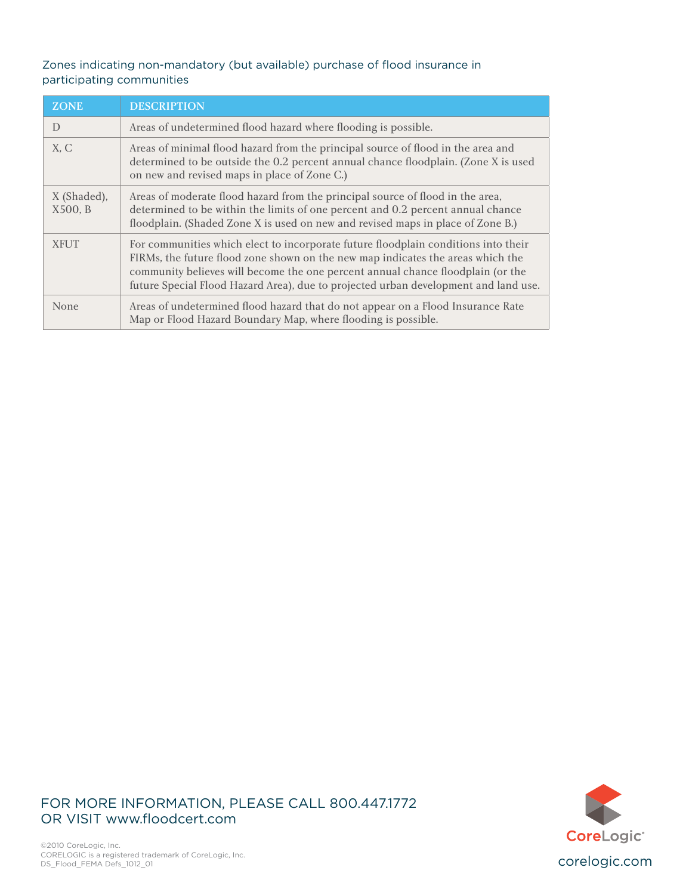Zones indicating non-mandatory (but available) purchase of flood insurance in participating communities

| ZONE | DESCRIPTION |
|---|---|
| D | Areas of undetermined flood hazard where flooding is possible. |
| X, C | Areas of minimal flood hazard from the principal source of flood in the area and determined to be outside the 0.2 percent annual chance floodplain. (Zone X is used on new and revised maps in place of Zone C.) |
| X (Shaded), X500, B | Areas of moderate flood hazard from the principal source of flood in the area, determined to be within the limits of one percent and 0.2 percent annual chance floodplain. (Shaded Zone X is used on new and revised maps in place of Zone B.) |
| XFUT | For communities which elect to incorporate future floodplain conditions into their FIRMs, the future flood zone shown on the new map indicates the areas which the community believes will become the one percent annual chance floodplain (or the future Special Flood Hazard Area), due to projected urban development and land use. |
| None | Areas of undetermined flood hazard that do not appear on a Flood Insurance Rate Map or Flood Hazard Boundary Map, where flooding is possible. |

FOR MORE INFORMATION, PLEASE CALL 800.447.1772
OR VISIT www.floodcert.com

©2010 CoreLogic, Inc.
CORELOGIC is a registered trademark of CoreLogic, Inc.
DS_Flood_FEMA Defs_1012_01

CoreLogic®
corelogic.com